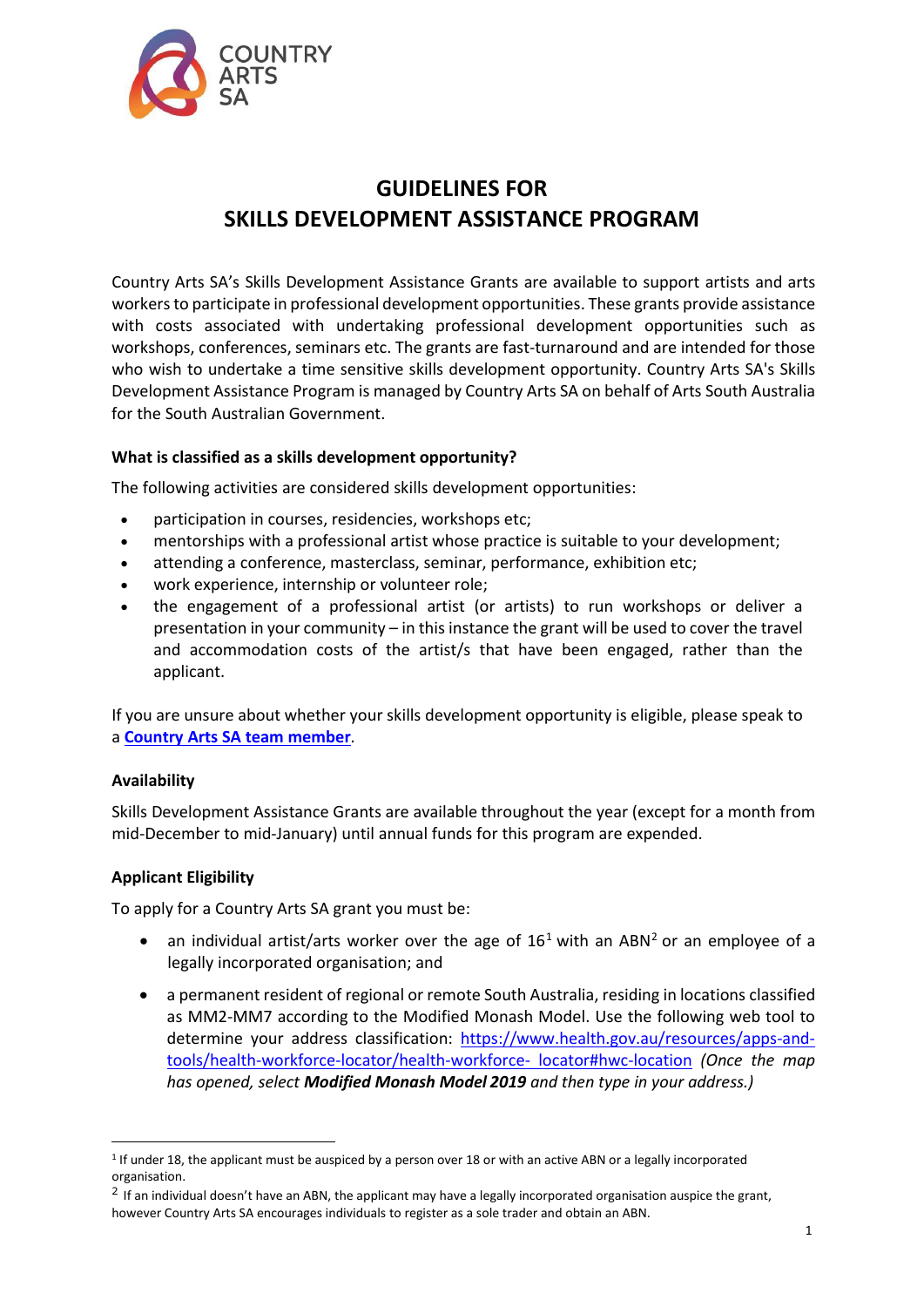# GUIDELINES FOR SKILLS DEVELOPMENT ASSISTANCE PROGRAM

Country Arts SA's Skills Development Assistance Grants are available to support artists and arts workers to participate in professional development opportunities. These grants provide assistance with costs associated with undertaking professional development opportunities such as workshops, conferences, seminars etc. The grants are fast-turnaround and are intended for those who wish to undertake a time sensitive skills development opportunity. Country Arts SA's Skills Development Assistance Program is managed by Country Arts SA on behalf of Arts South Australia for the South Australian Government.

**What is classified as a skills development opportunity?**

The following activities are considered skills development opportunities:

- participation in courses, residencies, workshops etc;
- mentorships with a professional artist whose practice is suitable to your development;
- attending a conference, masterclass, seminar, performance, exhibition etc;
- work experience, internship or volunteer role;
- the engagement of a professional artist (or artists) to run workshops or deliver a presentation in your community – in this instance the grant will be used to cover the travel and accommodation costs of the artist/s that have been engaged, rather than the applicant.

If you are unsure about whether your skills development opportunity is eligible, please speak to a **Country Arts SA team member**.

**Availability**

Skills Development Assistance Grants are available throughout the year (except for a month from mid-December to mid-January) until annual funds for this program are expended.

**Applicant Eligibility**

To apply for a Country Arts SA grant you must be:

- an individual artist/arts worker over the age of 16[1] with an ABN[2] or an employee of a legally incorporated organisation; and
- a permanent resident of regional or remote South Australia, residing in locations classified as MM2-MM7 according to the Modified Monash Model. Use the following web tool to determine your address classification: https://www.health.gov.au/resources/apps-and-tools/health-workforce-locator/health-workforce- locator#hwc-location *(Once the map has opened, select **Modified Monash Model 2019** and then type in your address.)*

---

[1] If under 18, the applicant must be auspiced by a person over 18 or with an active ABN or a legally incorporated organisation.

[2] If an individual doesn't have an ABN, the applicant may have a legally incorporated organisation auspice the grant, however Country Arts SA encourages individuals to register as a sole trader and obtain an ABN.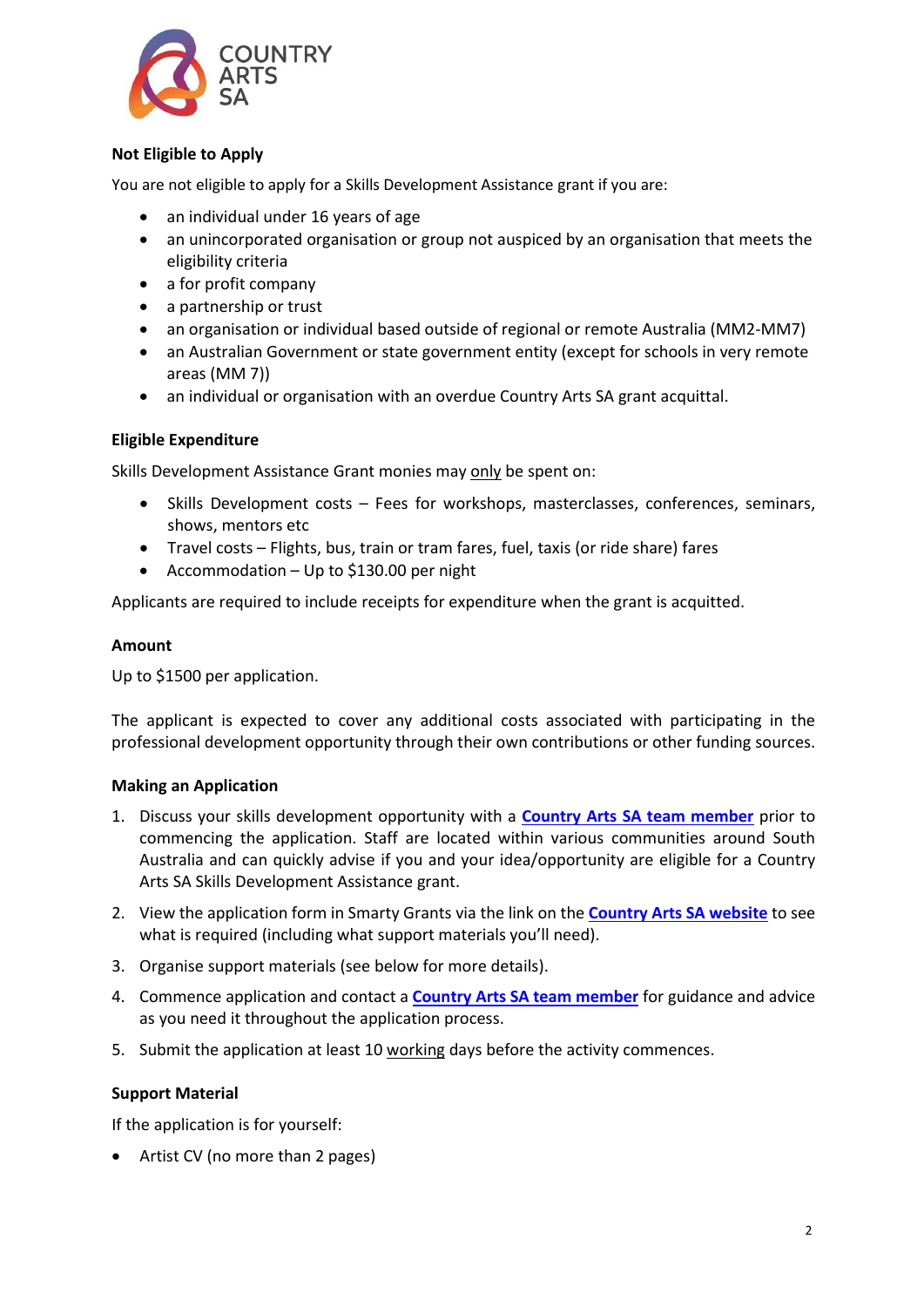**Not Eligible to Apply**

You are not eligible to apply for a Skills Development Assistance grant if you are:

- an individual under 16 years of age
- an unincorporated organisation or group not auspiced by an organisation that meets the eligibility criteria
- a for profit company
- a partnership or trust
- an organisation or individual based outside of regional or remote Australia (MM2-MM7)
- an Australian Government or state government entity (except for schools in very remote areas (MM 7))
- an individual or organisation with an overdue Country Arts SA grant acquittal.

**Eligible Expenditure**

Skills Development Assistance Grant monies may only be spent on:

- Skills Development costs – Fees for workshops, masterclasses, conferences, seminars, shows, mentors etc
- Travel costs – Flights, bus, train or tram fares, fuel, taxis (or ride share) fares
- Accommodation – Up to $130.00 per night

Applicants are required to include receipts for expenditure when the grant is acquitted.

**Amount**

Up to $1500 per application.

The applicant is expected to cover any additional costs associated with participating in the professional development opportunity through their own contributions or other funding sources.

**Making an Application**

1. Discuss your skills development opportunity with a **Country Arts SA team member** prior to commencing the application. Staff are located within various communities around South Australia and can quickly advise if you and your idea/opportunity are eligible for a Country Arts SA Skills Development Assistance grant.
2. View the application form in Smarty Grants via the link on the **Country Arts SA website** to see what is required (including what support materials you'll need).
3. Organise support materials (see below for more details).
4. Commence application and contact a **Country Arts SA team member** for guidance and advice as you need it throughout the application process.
5. Submit the application at least 10 working days before the activity commences.

**Support Material**

If the application is for yourself:

- Artist CV (no more than 2 pages)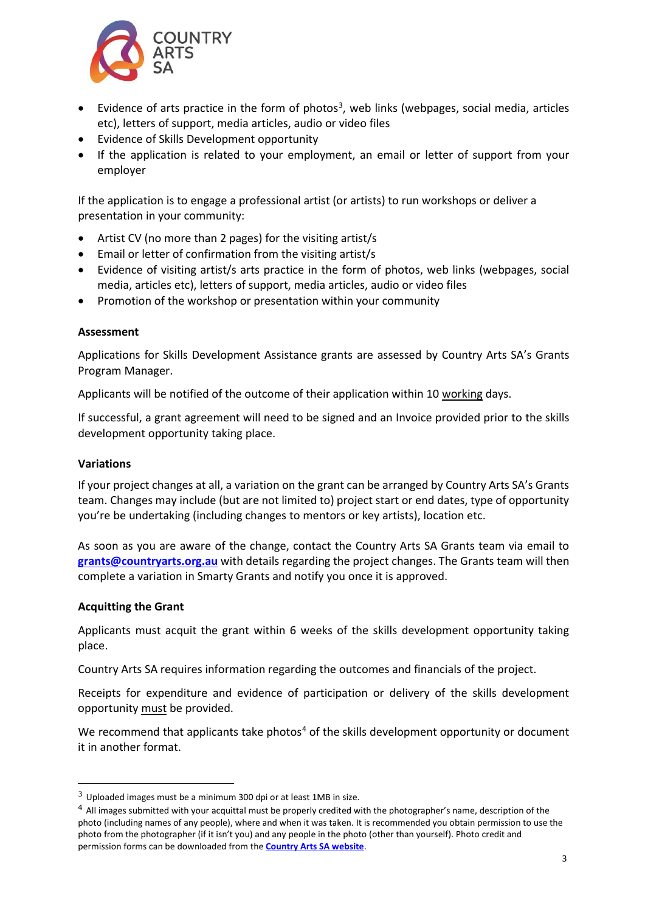- Evidence of arts practice in the form of photos[3], web links (webpages, social media, articles etc), letters of support, media articles, audio or video files
- Evidence of Skills Development opportunity
- If the application is related to your employment, an email or letter of support from your employer

If the application is to engage a professional artist (or artists) to run workshops or deliver a presentation in your community:

- Artist CV (no more than 2 pages) for the visiting artist/s
- Email or letter of confirmation from the visiting artist/s
- Evidence of visiting artist/s arts practice in the form of photos, web links (webpages, social media, articles etc), letters of support, media articles, audio or video files
- Promotion of the workshop or presentation within your community

**Assessment**

Applications for Skills Development Assistance grants are assessed by Country Arts SA's Grants Program Manager.

Applicants will be notified of the outcome of their application within 10 working days.

If successful, a grant agreement will need to be signed and an Invoice provided prior to the skills development opportunity taking place.

**Variations**

If your project changes at all, a variation on the grant can be arranged by Country Arts SA's Grants team. Changes may include (but are not limited to) project start or end dates, type of opportunity you're be undertaking (including changes to mentors or key artists), location etc.

As soon as you are aware of the change, contact the Country Arts SA Grants team via email to **grants@countryarts.org.au** with details regarding the project changes. The Grants team will then complete a variation in Smarty Grants and notify you once it is approved.

**Acquitting the Grant**

Applicants must acquit the grant within 6 weeks of the skills development opportunity taking place.

Country Arts SA requires information regarding the outcomes and financials of the project.

Receipts for expenditure and evidence of participation or delivery of the skills development opportunity must be provided.

We recommend that applicants take photos[4] of the skills development opportunity or document it in another format.

---

[3] Uploaded images must be a minimum 300 dpi or at least 1MB in size.

[4] All images submitted with your acquittal must be properly credited with the photographer's name, description of the photo (including names of any people), where and when it was taken. It is recommended you obtain permission to use the photo from the photographer (if it isn't you) and any people in the photo (other than yourself). Photo credit and permission forms can be downloaded from the **Country Arts SA website**.